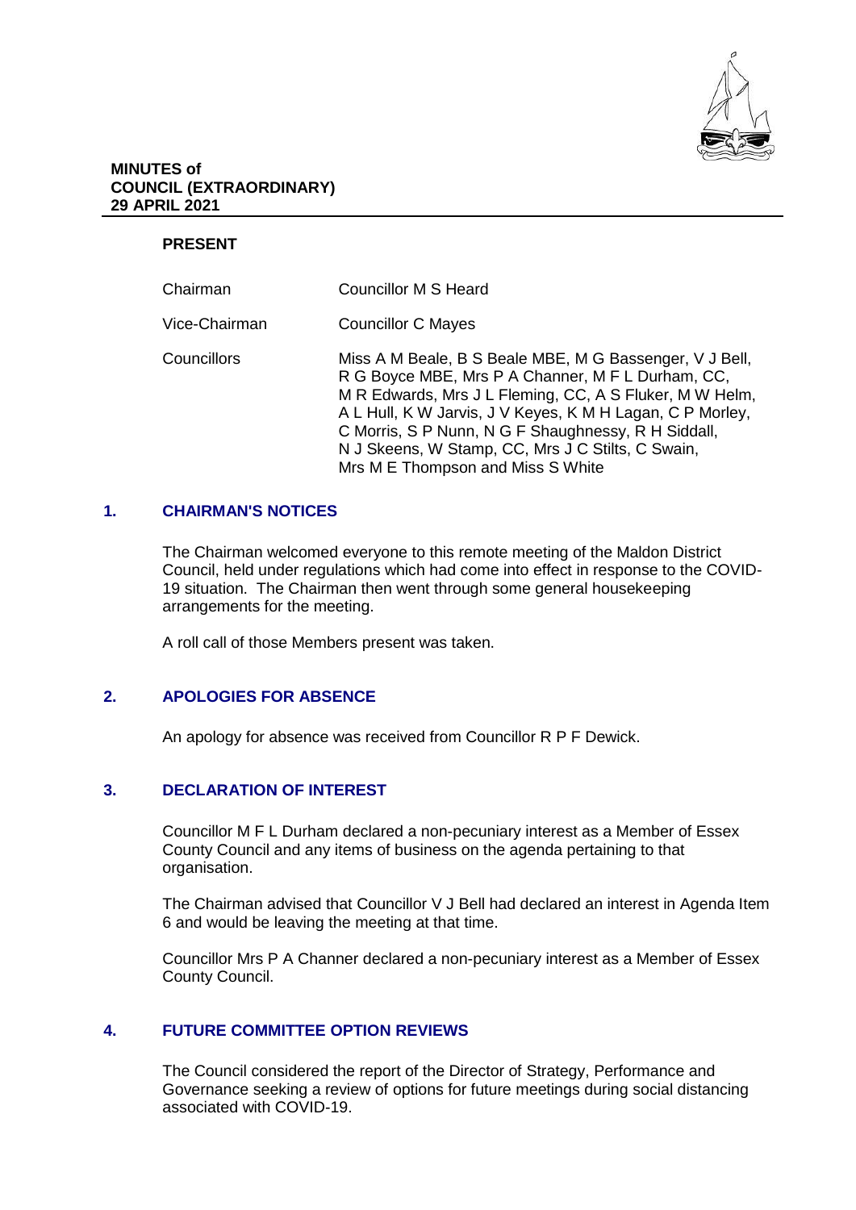**MINUTES of**
**COUNCIL (EXTRAORDINARY)**
**29 APRIL 2021**

**PRESENT**

| | |
|---|---|
| Chairman | Councillor M S Heard |
| Vice-Chairman | Councillor C Mayes |
| Councillors | Miss A M Beale, B S Beale MBE, M G Bassenger, V J Bell, R G Boyce MBE, Mrs P A Channer, M F L Durham, CC, M R Edwards, Mrs J L Fleming, CC, A S Fluker, M W Helm, A L Hull, K W Jarvis, J V Keyes, K M H Lagan, C P Morley, C Morris, S P Nunn, N G F Shaughnessy, R H Siddall, N J Skeens, W Stamp, CC, Mrs J C Stilts, C Swain, Mrs M E Thompson and Miss S White |

## 1. CHAIRMAN'S NOTICES

The Chairman welcomed everyone to this remote meeting of the Maldon District Council, held under regulations which had come into effect in response to the COVID-19 situation. The Chairman then went through some general housekeeping arrangements for the meeting.

A roll call of those Members present was taken.

## 2. APOLOGIES FOR ABSENCE

An apology for absence was received from Councillor R P F Dewick.

## 3. DECLARATION OF INTEREST

Councillor M F L Durham declared a non-pecuniary interest as a Member of Essex County Council and any items of business on the agenda pertaining to that organisation.

The Chairman advised that Councillor V J Bell had declared an interest in Agenda Item 6 and would be leaving the meeting at that time.

Councillor Mrs P A Channer declared a non-pecuniary interest as a Member of Essex County Council.

## 4. FUTURE COMMITTEE OPTION REVIEWS

The Council considered the report of the Director of Strategy, Performance and Governance seeking a review of options for future meetings during social distancing associated with COVID-19.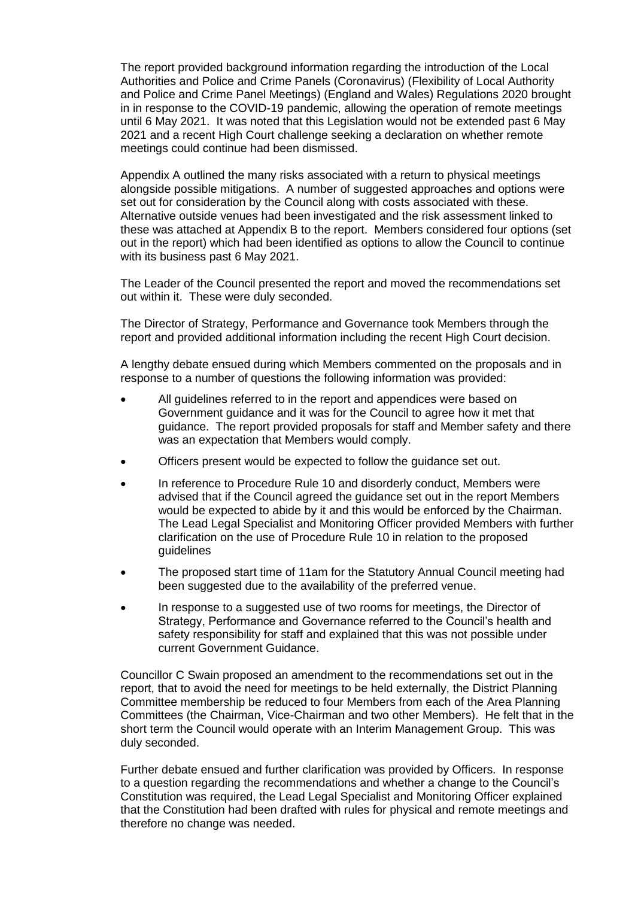The report provided background information regarding the introduction of the Local Authorities and Police and Crime Panels (Coronavirus) (Flexibility of Local Authority and Police and Crime Panel Meetings) (England and Wales) Regulations 2020 brought in in response to the COVID-19 pandemic, allowing the operation of remote meetings until 6 May 2021. It was noted that this Legislation would not be extended past 6 May 2021 and a recent High Court challenge seeking a declaration on whether remote meetings could continue had been dismissed.

Appendix A outlined the many risks associated with a return to physical meetings alongside possible mitigations. A number of suggested approaches and options were set out for consideration by the Council along with costs associated with these. Alternative outside venues had been investigated and the risk assessment linked to these was attached at Appendix B to the report. Members considered four options (set out in the report) which had been identified as options to allow the Council to continue with its business past 6 May 2021.

The Leader of the Council presented the report and moved the recommendations set out within it. These were duly seconded.

The Director of Strategy, Performance and Governance took Members through the report and provided additional information including the recent High Court decision.

A lengthy debate ensued during which Members commented on the proposals and in response to a number of questions the following information was provided:

- All guidelines referred to in the report and appendices were based on Government guidance and it was for the Council to agree how it met that guidance. The report provided proposals for staff and Member safety and there was an expectation that Members would comply.
- Officers present would be expected to follow the guidance set out.
- In reference to Procedure Rule 10 and disorderly conduct, Members were advised that if the Council agreed the guidance set out in the report Members would be expected to abide by it and this would be enforced by the Chairman. The Lead Legal Specialist and Monitoring Officer provided Members with further clarification on the use of Procedure Rule 10 in relation to the proposed guidelines
- The proposed start time of 11am for the Statutory Annual Council meeting had been suggested due to the availability of the preferred venue.
- In response to a suggested use of two rooms for meetings, the Director of Strategy, Performance and Governance referred to the Council's health and safety responsibility for staff and explained that this was not possible under current Government Guidance.

Councillor C Swain proposed an amendment to the recommendations set out in the report, that to avoid the need for meetings to be held externally, the District Planning Committee membership be reduced to four Members from each of the Area Planning Committees (the Chairman, Vice-Chairman and two other Members). He felt that in the short term the Council would operate with an Interim Management Group. This was duly seconded.

Further debate ensued and further clarification was provided by Officers. In response to a question regarding the recommendations and whether a change to the Council's Constitution was required, the Lead Legal Specialist and Monitoring Officer explained that the Constitution had been drafted with rules for physical and remote meetings and therefore no change was needed.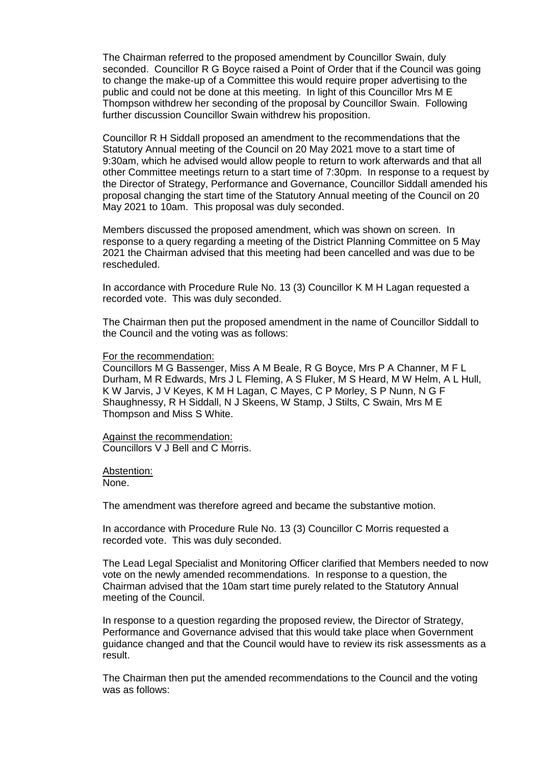The Chairman referred to the proposed amendment by Councillor Swain, duly seconded. Councillor R G Boyce raised a Point of Order that if the Council was going to change the make-up of a Committee this would require proper advertising to the public and could not be done at this meeting. In light of this Councillor Mrs M E Thompson withdrew her seconding of the proposal by Councillor Swain. Following further discussion Councillor Swain withdrew his proposition.

Councillor R H Siddall proposed an amendment to the recommendations that the Statutory Annual meeting of the Council on 20 May 2021 move to a start time of 9:30am, which he advised would allow people to return to work afterwards and that all other Committee meetings return to a start time of 7:30pm. In response to a request by the Director of Strategy, Performance and Governance, Councillor Siddall amended his proposal changing the start time of the Statutory Annual meeting of the Council on 20 May 2021 to 10am. This proposal was duly seconded.

Members discussed the proposed amendment, which was shown on screen. In response to a query regarding a meeting of the District Planning Committee on 5 May 2021 the Chairman advised that this meeting had been cancelled and was due to be rescheduled.

In accordance with Procedure Rule No. 13 (3) Councillor K M H Lagan requested a recorded vote. This was duly seconded.

The Chairman then put the proposed amendment in the name of Councillor Siddall to the Council and the voting was as follows:

For the recommendation:
Councillors M G Bassenger, Miss A M Beale, R G Boyce, Mrs P A Channer, M F L Durham, M R Edwards, Mrs J L Fleming, A S Fluker, M S Heard, M W Helm, A L Hull, K W Jarvis, J V Keyes, K M H Lagan, C Mayes, C P Morley, S P Nunn, N G F Shaughnessy, R H Siddall, N J Skeens, W Stamp, J Stilts, C Swain, Mrs M E Thompson and Miss S White.

Against the recommendation:
Councillors V J Bell and C Morris.

Abstention:
None.

The amendment was therefore agreed and became the substantive motion.

In accordance with Procedure Rule No. 13 (3) Councillor C Morris requested a recorded vote. This was duly seconded.

The Lead Legal Specialist and Monitoring Officer clarified that Members needed to now vote on the newly amended recommendations. In response to a question, the Chairman advised that the 10am start time purely related to the Statutory Annual meeting of the Council.

In response to a question regarding the proposed review, the Director of Strategy, Performance and Governance advised that this would take place when Government guidance changed and that the Council would have to review its risk assessments as a result.

The Chairman then put the amended recommendations to the Council and the voting was as follows: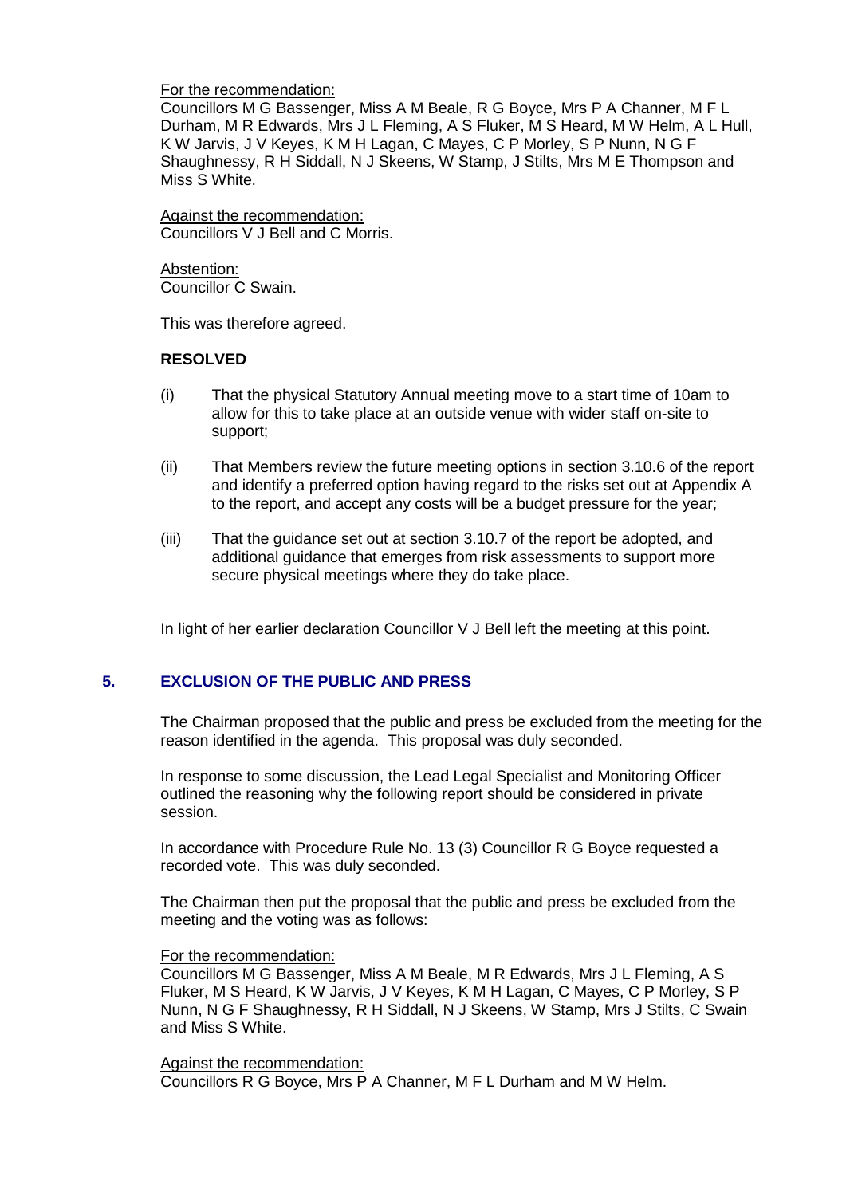For the recommendation:

Councillors M G Bassenger, Miss A M Beale, R G Boyce, Mrs P A Channer, M F L Durham, M R Edwards, Mrs J L Fleming, A S Fluker, M S Heard, M W Helm, A L Hull, K W Jarvis, J V Keyes, K M H Lagan, C Mayes, C P Morley, S P Nunn, N G F Shaughnessy, R H Siddall, N J Skeens, W Stamp, J Stilts, Mrs M E Thompson and Miss S White.

Against the recommendation:

Councillors V J Bell and C Morris.

Abstention:

Councillor C Swain.

This was therefore agreed.

**RESOLVED**

(i) That the physical Statutory Annual meeting move to a start time of 10am to allow for this to take place at an outside venue with wider staff on-site to support;

(ii) That Members review the future meeting options in section 3.10.6 of the report and identify a preferred option having regard to the risks set out at Appendix A to the report, and accept any costs will be a budget pressure for the year;

(iii) That the guidance set out at section 3.10.7 of the report be adopted, and additional guidance that emerges from risk assessments to support more secure physical meetings where they do take place.

In light of her earlier declaration Councillor V J Bell left the meeting at this point.

## 5. EXCLUSION OF THE PUBLIC AND PRESS

The Chairman proposed that the public and press be excluded from the meeting for the reason identified in the agenda. This proposal was duly seconded.

In response to some discussion, the Lead Legal Specialist and Monitoring Officer outlined the reasoning why the following report should be considered in private session.

In accordance with Procedure Rule No. 13 (3) Councillor R G Boyce requested a recorded vote. This was duly seconded.

The Chairman then put the proposal that the public and press be excluded from the meeting and the voting was as follows:

For the recommendation:

Councillors M G Bassenger, Miss A M Beale, M R Edwards, Mrs J L Fleming, A S Fluker, M S Heard, K W Jarvis, J V Keyes, K M H Lagan, C Mayes, C P Morley, S P Nunn, N G F Shaughnessy, R H Siddall, N J Skeens, W Stamp, Mrs J Stilts, C Swain and Miss S White.

Against the recommendation:

Councillors R G Boyce, Mrs P A Channer, M F L Durham and M W Helm.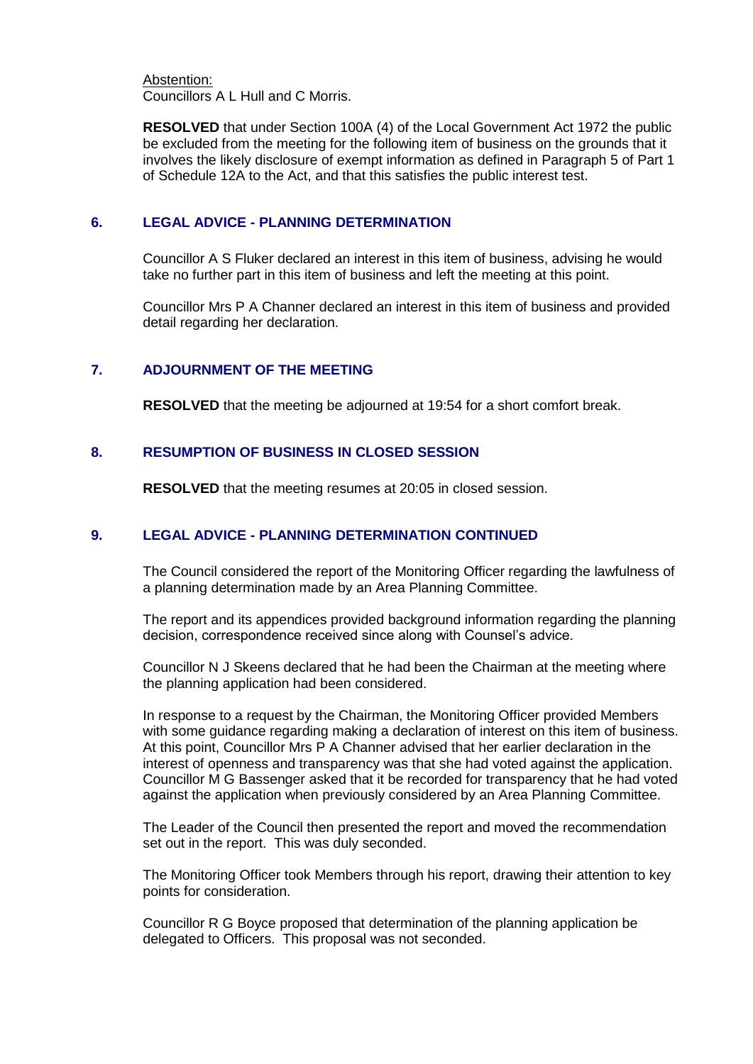Abstention:
Councillors A L Hull and C Morris.

**RESOLVED** that under Section 100A (4) of the Local Government Act 1972 the public be excluded from the meeting for the following item of business on the grounds that it involves the likely disclosure of exempt information as defined in Paragraph 5 of Part 1 of Schedule 12A to the Act, and that this satisfies the public interest test.

## 6. LEGAL ADVICE - PLANNING DETERMINATION

Councillor A S Fluker declared an interest in this item of business, advising he would take no further part in this item of business and left the meeting at this point.

Councillor Mrs P A Channer declared an interest in this item of business and provided detail regarding her declaration.

## 7. ADJOURNMENT OF THE MEETING

**RESOLVED** that the meeting be adjourned at 19:54 for a short comfort break.

## 8. RESUMPTION OF BUSINESS IN CLOSED SESSION

**RESOLVED** that the meeting resumes at 20:05 in closed session.

## 9. LEGAL ADVICE - PLANNING DETERMINATION CONTINUED

The Council considered the report of the Monitoring Officer regarding the lawfulness of a planning determination made by an Area Planning Committee.

The report and its appendices provided background information regarding the planning decision, correspondence received since along with Counsel's advice.

Councillor N J Skeens declared that he had been the Chairman at the meeting where the planning application had been considered.

In response to a request by the Chairman, the Monitoring Officer provided Members with some guidance regarding making a declaration of interest on this item of business. At this point, Councillor Mrs P A Channer advised that her earlier declaration in the interest of openness and transparency was that she had voted against the application. Councillor M G Bassenger asked that it be recorded for transparency that he had voted against the application when previously considered by an Area Planning Committee.

The Leader of the Council then presented the report and moved the recommendation set out in the report. This was duly seconded.

The Monitoring Officer took Members through his report, drawing their attention to key points for consideration.

Councillor R G Boyce proposed that determination of the planning application be delegated to Officers. This proposal was not seconded.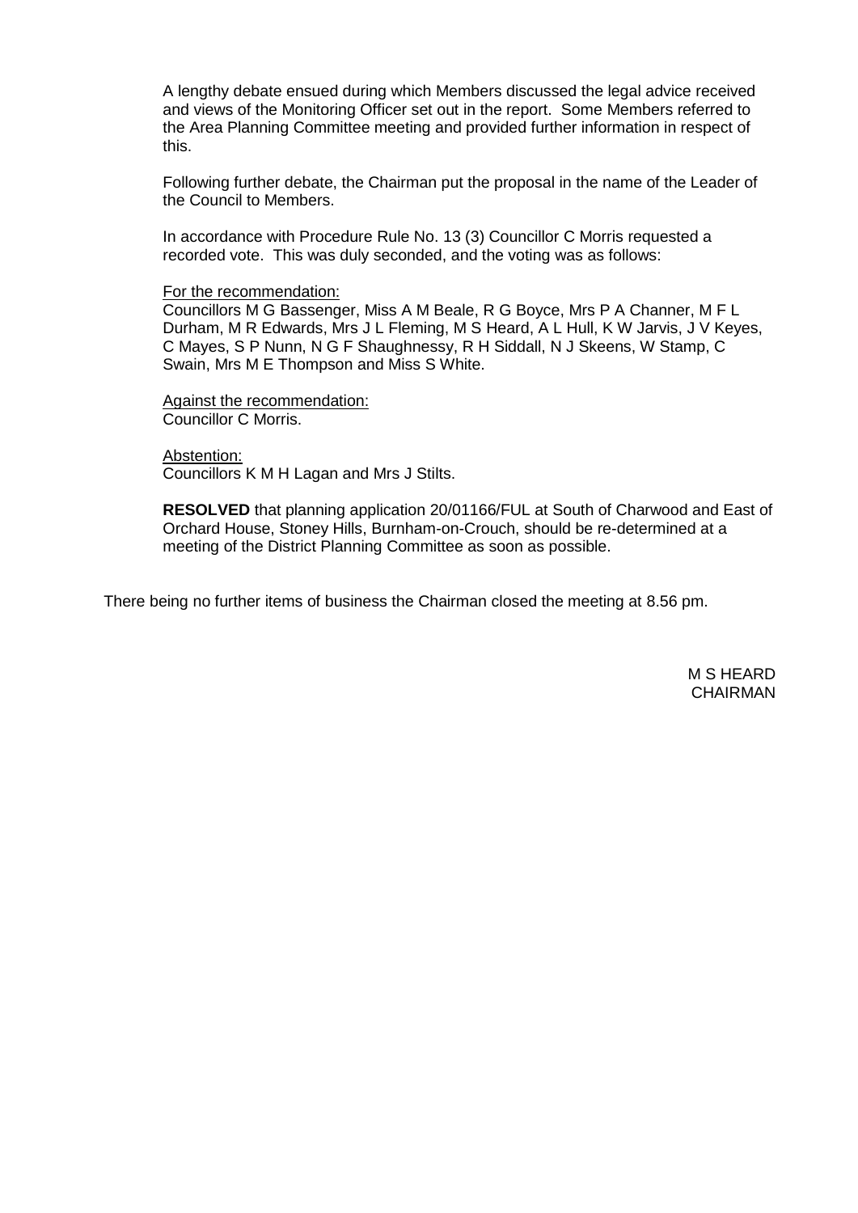A lengthy debate ensued during which Members discussed the legal advice received and views of the Monitoring Officer set out in the report. Some Members referred to the Area Planning Committee meeting and provided further information in respect of this.

Following further debate, the Chairman put the proposal in the name of the Leader of the Council to Members.

In accordance with Procedure Rule No. 13 (3) Councillor C Morris requested a recorded vote. This was duly seconded, and the voting was as follows:

For the recommendation:
Councillors M G Bassenger, Miss A M Beale, R G Boyce, Mrs P A Channer, M F L Durham, M R Edwards, Mrs J L Fleming, M S Heard, A L Hull, K W Jarvis, J V Keyes, C Mayes, S P Nunn, N G F Shaughnessy, R H Siddall, N J Skeens, W Stamp, C Swain, Mrs M E Thompson and Miss S White.

Against the recommendation:
Councillor C Morris.

Abstention:
Councillors K M H Lagan and Mrs J Stilts.

**RESOLVED** that planning application 20/01166/FUL at South of Charwood and East of Orchard House, Stoney Hills, Burnham-on-Crouch, should be re-determined at a meeting of the District Planning Committee as soon as possible.

There being no further items of business the Chairman closed the meeting at 8.56 pm.

M S HEARD
CHAIRMAN